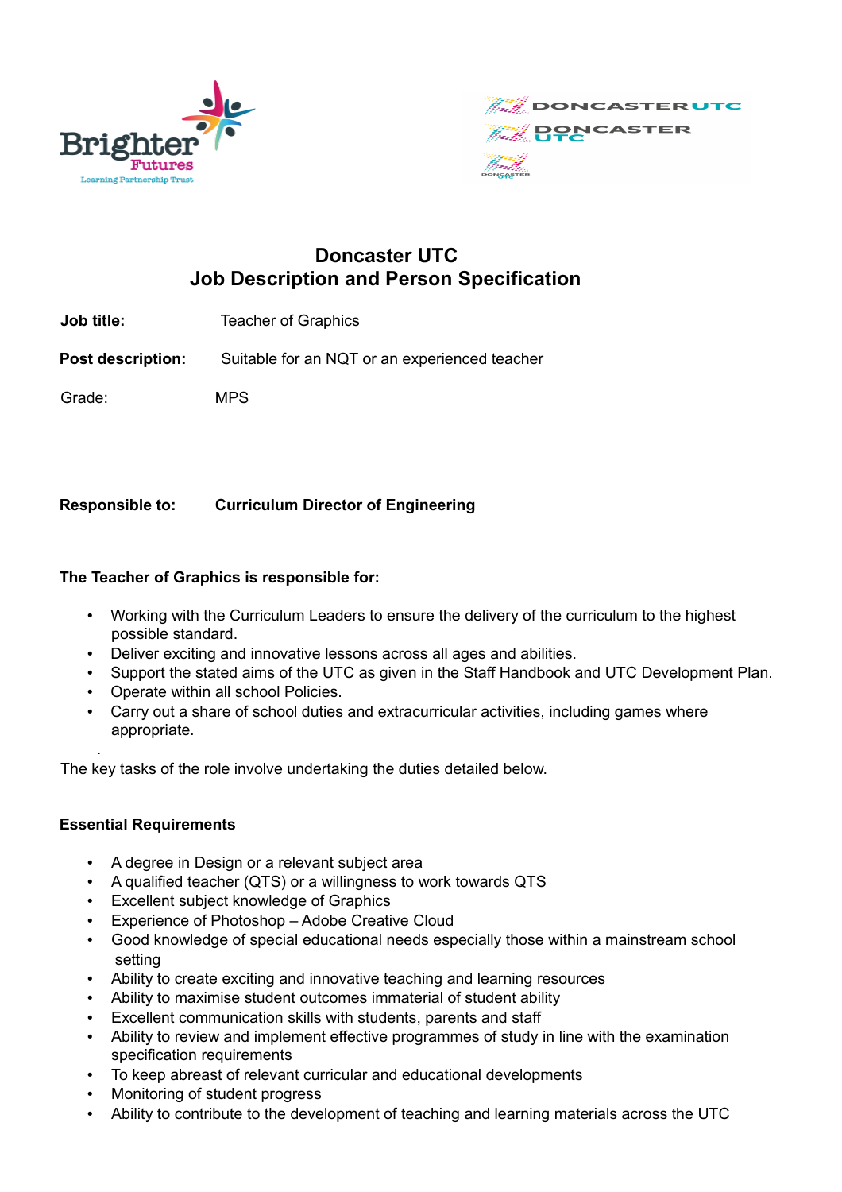# Doncaster UTC
# Job Description and Person Specification

**Job title:** Teacher of Graphics

**Post description:** Suitable for an NQT or an experienced teacher

Grade: MPS

**Responsible to:** **Curriculum Director of Engineering**

**The Teacher of Graphics is responsible for:**

- Working with the Curriculum Leaders to ensure the delivery of the curriculum to the highest possible standard.
- Deliver exciting and innovative lessons across all ages and abilities.
- Support the stated aims of the UTC as given in the Staff Handbook and UTC Development Plan.
- Operate within all school Policies.
- Carry out a share of school duties and extracurricular activities, including games where appropriate.

The key tasks of the role involve undertaking the duties detailed below.

**Essential Requirements**

- A degree in Design or a relevant subject area
- A qualified teacher (QTS) or a willingness to work towards QTS
- Excellent subject knowledge of Graphics
- Experience of Photoshop – Adobe Creative Cloud
- Good knowledge of special educational needs especially those within a mainstream school setting
- Ability to create exciting and innovative teaching and learning resources
- Ability to maximise student outcomes immaterial of student ability
- Excellent communication skills with students, parents and staff
- Ability to review and implement effective programmes of study in line with the examination specification requirements
- To keep abreast of relevant curricular and educational developments
- Monitoring of student progress
- Ability to contribute to the development of teaching and learning materials across the UTC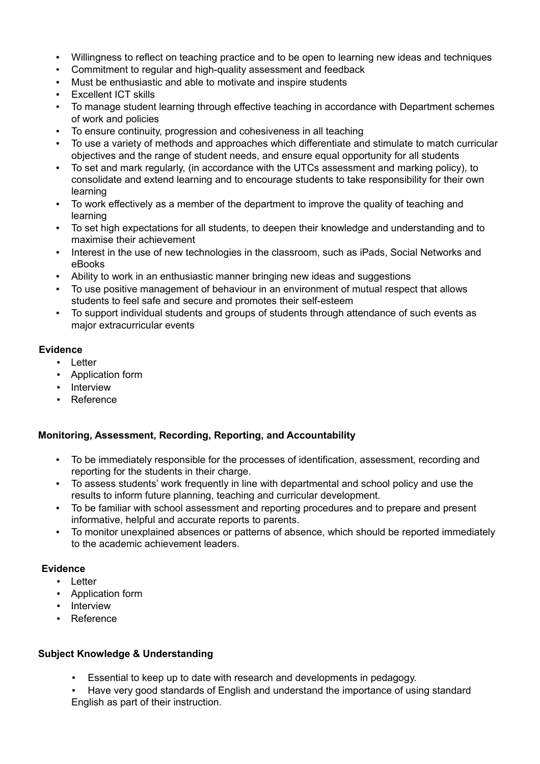- Willingness to reflect on teaching practice and to be open to learning new ideas and techniques
- Commitment to regular and high-quality assessment and feedback
- Must be enthusiastic and able to motivate and inspire students
- Excellent ICT skills
- To manage student learning through effective teaching in accordance with Department schemes of work and policies
- To ensure continuity, progression and cohesiveness in all teaching
- To use a variety of methods and approaches which differentiate and stimulate to match curricular objectives and the range of student needs, and ensure equal opportunity for all students
- To set and mark regularly, (in accordance with the UTCs assessment and marking policy), to consolidate and extend learning and to encourage students to take responsibility for their own learning
- To work effectively as a member of the department to improve the quality of teaching and learning
- To set high expectations for all students, to deepen their knowledge and understanding and to maximise their achievement
- Interest in the use of new technologies in the classroom, such as iPads, Social Networks and eBooks
- Ability to work in an enthusiastic manner bringing new ideas and suggestions
- To use positive management of behaviour in an environment of mutual respect that allows students to feel safe and secure and promotes their self-esteem
- To support individual students and groups of students through attendance of such events as major extracurricular events

**Evidence**

- Letter
- Application form
- Interview
- Reference

**Monitoring, Assessment, Recording, Reporting, and Accountability**

- To be immediately responsible for the processes of identification, assessment, recording and reporting for the students in their charge.
- To assess students' work frequently in line with departmental and school policy and use the results to inform future planning, teaching and curricular development.
- To be familiar with school assessment and reporting procedures and to prepare and present informative, helpful and accurate reports to parents.
- To monitor unexplained absences or patterns of absence, which should be reported immediately to the academic achievement leaders.

**Evidence**

- Letter
- Application form
- Interview
- Reference

**Subject Knowledge & Understanding**

- Essential to keep up to date with research and developments in pedagogy.
- Have very good standards of English and understand the importance of using standard English as part of their instruction.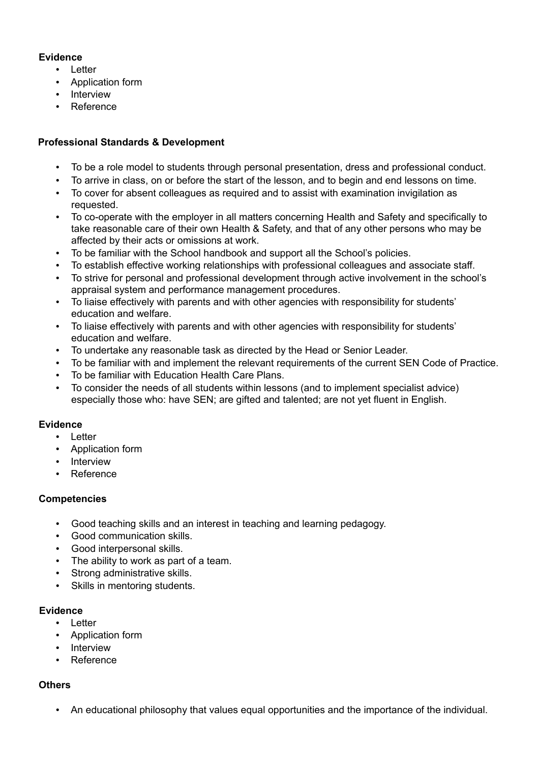**Evidence**

- Letter
- Application form
- Interview
- Reference

**Professional Standards & Development**

- To be a role model to students through personal presentation, dress and professional conduct.
- To arrive in class, on or before the start of the lesson, and to begin and end lessons on time.
- To cover for absent colleagues as required and to assist with examination invigilation as requested.
- To co-operate with the employer in all matters concerning Health and Safety and specifically to take reasonable care of their own Health & Safety, and that of any other persons who may be affected by their acts or omissions at work.
- To be familiar with the School handbook and support all the School's policies.
- To establish effective working relationships with professional colleagues and associate staff.
- To strive for personal and professional development through active involvement in the school's appraisal system and performance management procedures.
- To liaise effectively with parents and with other agencies with responsibility for students' education and welfare.
- To liaise effectively with parents and with other agencies with responsibility for students' education and welfare.
- To undertake any reasonable task as directed by the Head or Senior Leader.
- To be familiar with and implement the relevant requirements of the current SEN Code of Practice.
- To be familiar with Education Health Care Plans.
- To consider the needs of all students within lessons (and to implement specialist advice) especially those who: have SEN; are gifted and talented; are not yet fluent in English.

**Evidence**

- Letter
- Application form
- Interview
- Reference

**Competencies**

- Good teaching skills and an interest in teaching and learning pedagogy.
- Good communication skills.
- Good interpersonal skills.
- The ability to work as part of a team.
- Strong administrative skills.
- Skills in mentoring students.

**Evidence**

- Letter
- Application form
- Interview
- Reference

**Others**

- An educational philosophy that values equal opportunities and the importance of the individual.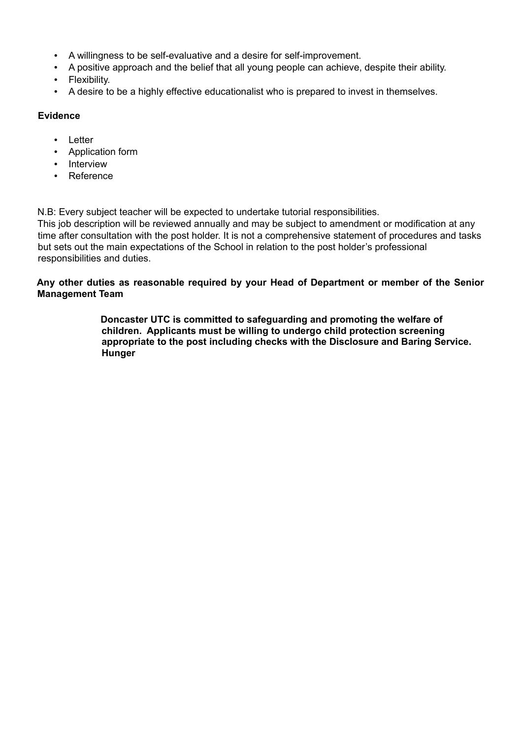- A willingness to be self-evaluative and a desire for self-improvement.
- A positive approach and the belief that all young people can achieve, despite their ability.
- Flexibility.
- A desire to be a highly effective educationalist who is prepared to invest in themselves.

**Evidence**

- Letter
- Application form
- Interview
- Reference

N.B: Every subject teacher will be expected to undertake tutorial responsibilities.
This job description will be reviewed annually and may be subject to amendment or modification at any time after consultation with the post holder. It is not a comprehensive statement of procedures and tasks but sets out the main expectations of the School in relation to the post holder's professional responsibilities and duties.

**Any other duties as reasonable required by your Head of Department or member of the Senior Management Team**

**Doncaster UTC is committed to safeguarding and promoting the welfare of children. Applicants must be willing to undergo child protection screening appropriate to the post including checks with the Disclosure and Baring Service. Hunger**